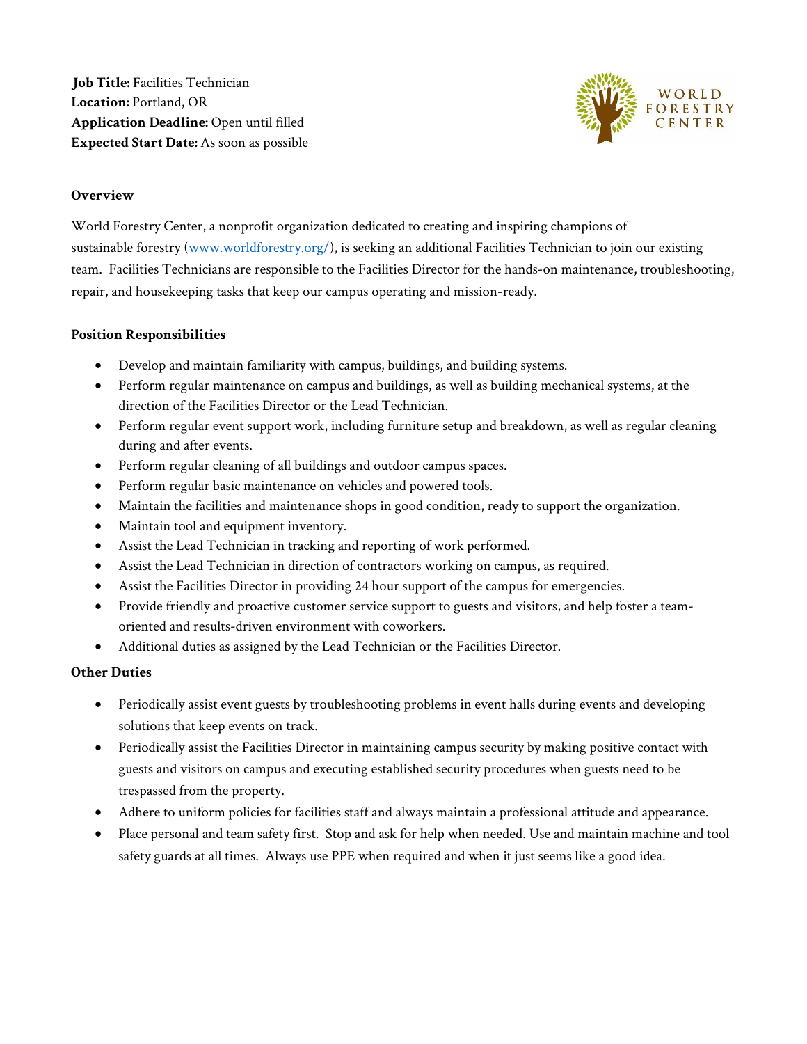**Job Title:** Facilities Technician
**Location:** Portland, OR
**Application Deadline:** Open until filled
**Expected Start Date:** As soon as possible

WORLD FORESTRY CENTER

**Overview**

World Forestry Center, a nonprofit organization dedicated to creating and inspiring champions of sustainable forestry ([www.worldforestry.org/](www.worldforestry.org/)), is seeking an additional Facilities Technician to join our existing team. Facilities Technicians are responsible to the Facilities Director for the hands-on maintenance, troubleshooting, repair, and housekeeping tasks that keep our campus operating and mission-ready.

**Position Responsibilities**

- Develop and maintain familiarity with campus, buildings, and building systems.
- Perform regular maintenance on campus and buildings, as well as building mechanical systems, at the direction of the Facilities Director or the Lead Technician.
- Perform regular event support work, including furniture setup and breakdown, as well as regular cleaning during and after events.
- Perform regular cleaning of all buildings and outdoor campus spaces.
- Perform regular basic maintenance on vehicles and powered tools.
- Maintain the facilities and maintenance shops in good condition, ready to support the organization.
- Maintain tool and equipment inventory.
- Assist the Lead Technician in tracking and reporting of work performed.
- Assist the Lead Technician in direction of contractors working on campus, as required.
- Assist the Facilities Director in providing 24 hour support of the campus for emergencies.
- Provide friendly and proactive customer service support to guests and visitors, and help foster a team-oriented and results-driven environment with coworkers.
- Additional duties as assigned by the Lead Technician or the Facilities Director.

**Other Duties**

- Periodically assist event guests by troubleshooting problems in event halls during events and developing solutions that keep events on track.
- Periodically assist the Facilities Director in maintaining campus security by making positive contact with guests and visitors on campus and executing established security procedures when guests need to be trespassed from the property.
- Adhere to uniform policies for facilities staff and always maintain a professional attitude and appearance.
- Place personal and team safety first. Stop and ask for help when needed. Use and maintain machine and tool safety guards at all times. Always use PPE when required and when it just seems like a good idea.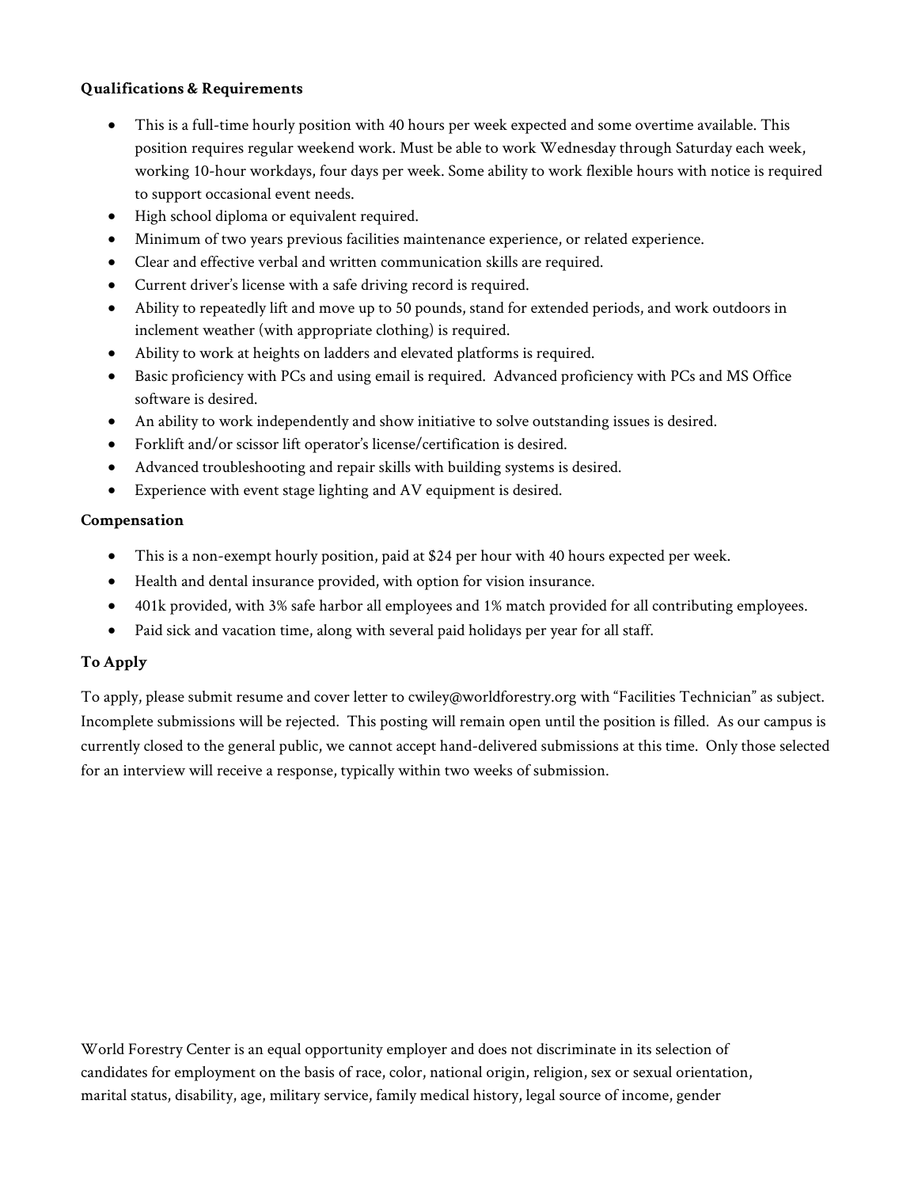**Qualifications & Requirements**

- This is a full-time hourly position with 40 hours per week expected and some overtime available. This position requires regular weekend work. Must be able to work Wednesday through Saturday each week, working 10-hour workdays, four days per week. Some ability to work flexible hours with notice is required to support occasional event needs.
- High school diploma or equivalent required.
- Minimum of two years previous facilities maintenance experience, or related experience.
- Clear and effective verbal and written communication skills are required.
- Current driver's license with a safe driving record is required.
- Ability to repeatedly lift and move up to 50 pounds, stand for extended periods, and work outdoors in inclement weather (with appropriate clothing) is required.
- Ability to work at heights on ladders and elevated platforms is required.
- Basic proficiency with PCs and using email is required. Advanced proficiency with PCs and MS Office software is desired.
- An ability to work independently and show initiative to solve outstanding issues is desired.
- Forklift and/or scissor lift operator's license/certification is desired.
- Advanced troubleshooting and repair skills with building systems is desired.
- Experience with event stage lighting and AV equipment is desired.

**Compensation**

- This is a non-exempt hourly position, paid at $24 per hour with 40 hours expected per week.
- Health and dental insurance provided, with option for vision insurance.
- 401k provided, with 3% safe harbor all employees and 1% match provided for all contributing employees.
- Paid sick and vacation time, along with several paid holidays per year for all staff.

**To Apply**

To apply, please submit resume and cover letter to cwiley@worldforestry.org with "Facilities Technician" as subject. Incomplete submissions will be rejected. This posting will remain open until the position is filled. As our campus is currently closed to the general public, we cannot accept hand-delivered submissions at this time. Only those selected for an interview will receive a response, typically within two weeks of submission.

World Forestry Center is an equal opportunity employer and does not discriminate in its selection of candidates for employment on the basis of race, color, national origin, religion, sex or sexual orientation, marital status, disability, age, military service, family medical history, legal source of income, gender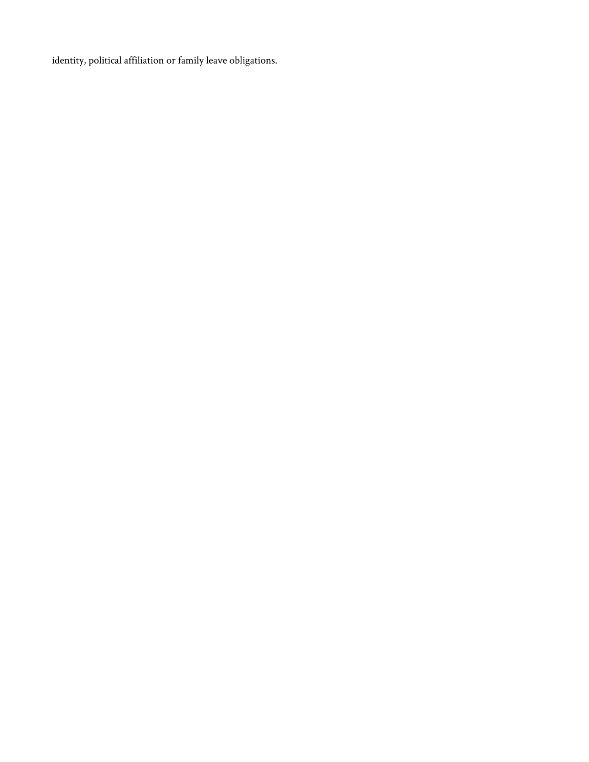identity, political affiliation or family leave obligations.